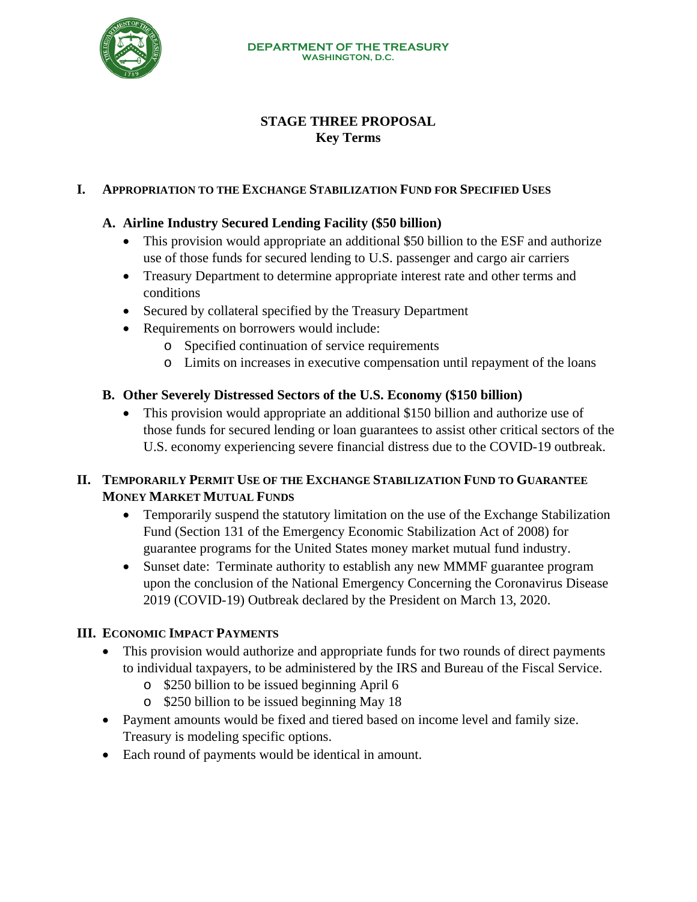DEPARTMENT OF THE TREASURY
WASHINGTON, D.C.

# STAGE THREE PROPOSAL
## Key Terms

## I. Appropriation to the Exchange Stabilization Fund for Specified Uses

### A. Airline Industry Secured Lending Facility ($50 billion)

- This provision would appropriate an additional $50 billion to the ESF and authorize use of those funds for secured lending to U.S. passenger and cargo air carriers
- Treasury Department to determine appropriate interest rate and other terms and conditions
- Secured by collateral specified by the Treasury Department
- Requirements on borrowers would include:
  - Specified continuation of service requirements
  - Limits on increases in executive compensation until repayment of the loans

### B. Other Severely Distressed Sectors of the U.S. Economy ($150 billion)

- This provision would appropriate an additional $150 billion and authorize use of those funds for secured lending or loan guarantees to assist other critical sectors of the U.S. economy experiencing severe financial distress due to the COVID-19 outbreak.

## II. Temporarily Permit Use of the Exchange Stabilization Fund to Guarantee Money Market Mutual Funds

- Temporarily suspend the statutory limitation on the use of the Exchange Stabilization Fund (Section 131 of the Emergency Economic Stabilization Act of 2008) for guarantee programs for the United States money market mutual fund industry.
- Sunset date: Terminate authority to establish any new MMMF guarantee program upon the conclusion of the National Emergency Concerning the Coronavirus Disease 2019 (COVID-19) Outbreak declared by the President on March 13, 2020.

## III. Economic Impact Payments

- This provision would authorize and appropriate funds for two rounds of direct payments to individual taxpayers, to be administered by the IRS and Bureau of the Fiscal Service.
  - $250 billion to be issued beginning April 6
  - $250 billion to be issued beginning May 18
- Payment amounts would be fixed and tiered based on income level and family size. Treasury is modeling specific options.
- Each round of payments would be identical in amount.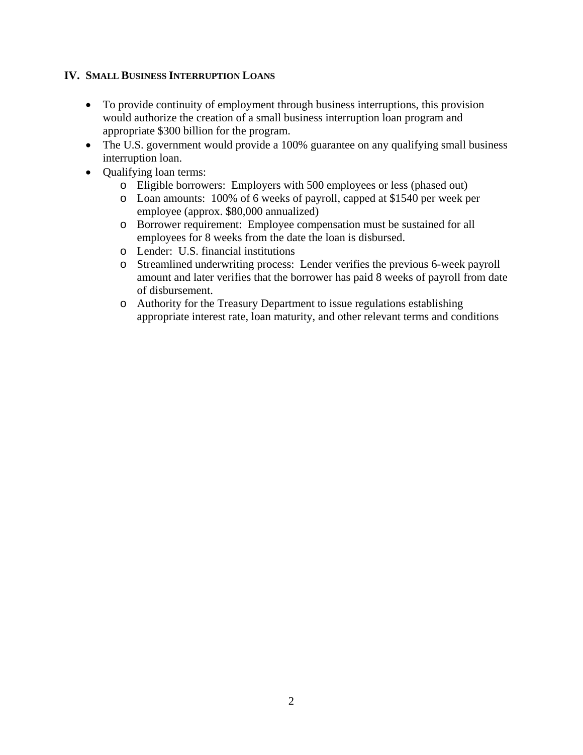## IV. SMALL BUSINESS INTERRUPTION LOANS

- To provide continuity of employment through business interruptions, this provision would authorize the creation of a small business interruption loan program and appropriate $300 billion for the program.
- The U.S. government would provide a 100% guarantee on any qualifying small business interruption loan.
- Qualifying loan terms:
  - Eligible borrowers: Employers with 500 employees or less (phased out)
  - Loan amounts: 100% of 6 weeks of payroll, capped at $1540 per week per employee (approx. $80,000 annualized)
  - Borrower requirement: Employee compensation must be sustained for all employees for 8 weeks from the date the loan is disbursed.
  - Lender: U.S. financial institutions
  - Streamlined underwriting process: Lender verifies the previous 6-week payroll amount and later verifies that the borrower has paid 8 weeks of payroll from date of disbursement.
  - Authority for the Treasury Department to issue regulations establishing appropriate interest rate, loan maturity, and other relevant terms and conditions